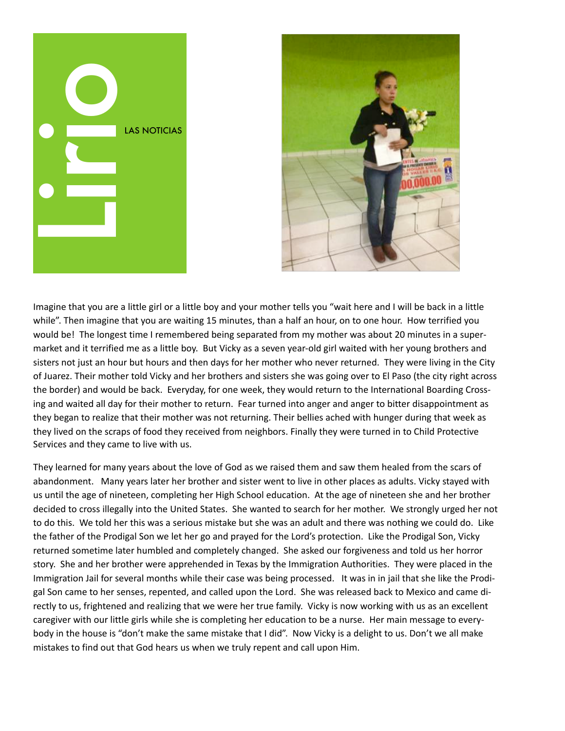# Lirio

LAS NOTICIAS

Imagine that you are a little girl or a little boy and your mother tells you "wait here and I will be back in a little while". Then imagine that you are waiting 15 minutes, than a half an hour, on to one hour. How terrified you would be! The longest time I remembered being separated from my mother was about 20 minutes in a supermarket and it terrified me as a little boy. But Vicky as a seven year-old girl waited with her young brothers and sisters not just an hour but hours and then days for her mother who never returned. They were living in the City of Juarez. Their mother told Vicky and her brothers and sisters she was going over to El Paso (the city right across the border) and would be back. Everyday, for one week, they would return to the International Boarding Crossing and waited all day for their mother to return. Fear turned into anger and anger to bitter disappointment as they began to realize that their mother was not returning. Their bellies ached with hunger during that week as they lived on the scraps of food they received from neighbors. Finally they were turned in to Child Protective Services and they came to live with us.

They learned for many years about the love of God as we raised them and saw them healed from the scars of abandonment. Many years later her brother and sister went to live in other places as adults. Vicky stayed with us until the age of nineteen, completing her High School education. At the age of nineteen she and her brother decided to cross illegally into the United States. She wanted to search for her mother. We strongly urged her not to do this. We told her this was a serious mistake but she was an adult and there was nothing we could do. Like the father of the Prodigal Son we let her go and prayed for the Lord's protection. Like the Prodigal Son, Vicky returned sometime later humbled and completely changed. She asked our forgiveness and told us her horror story. She and her brother were apprehended in Texas by the Immigration Authorities. They were placed in the Immigration Jail for several months while their case was being processed. It was in in jail that she like the Prodigal Son came to her senses, repented, and called upon the Lord. She was released back to Mexico and came directly to us, frightened and realizing that we were her true family. Vicky is now working with us as an excellent caregiver with our little girls while she is completing her education to be a nurse. Her main message to everybody in the house is "don't make the same mistake that I did". Now Vicky is a delight to us. Don't we all make mistakes to find out that God hears us when we truly repent and call upon Him.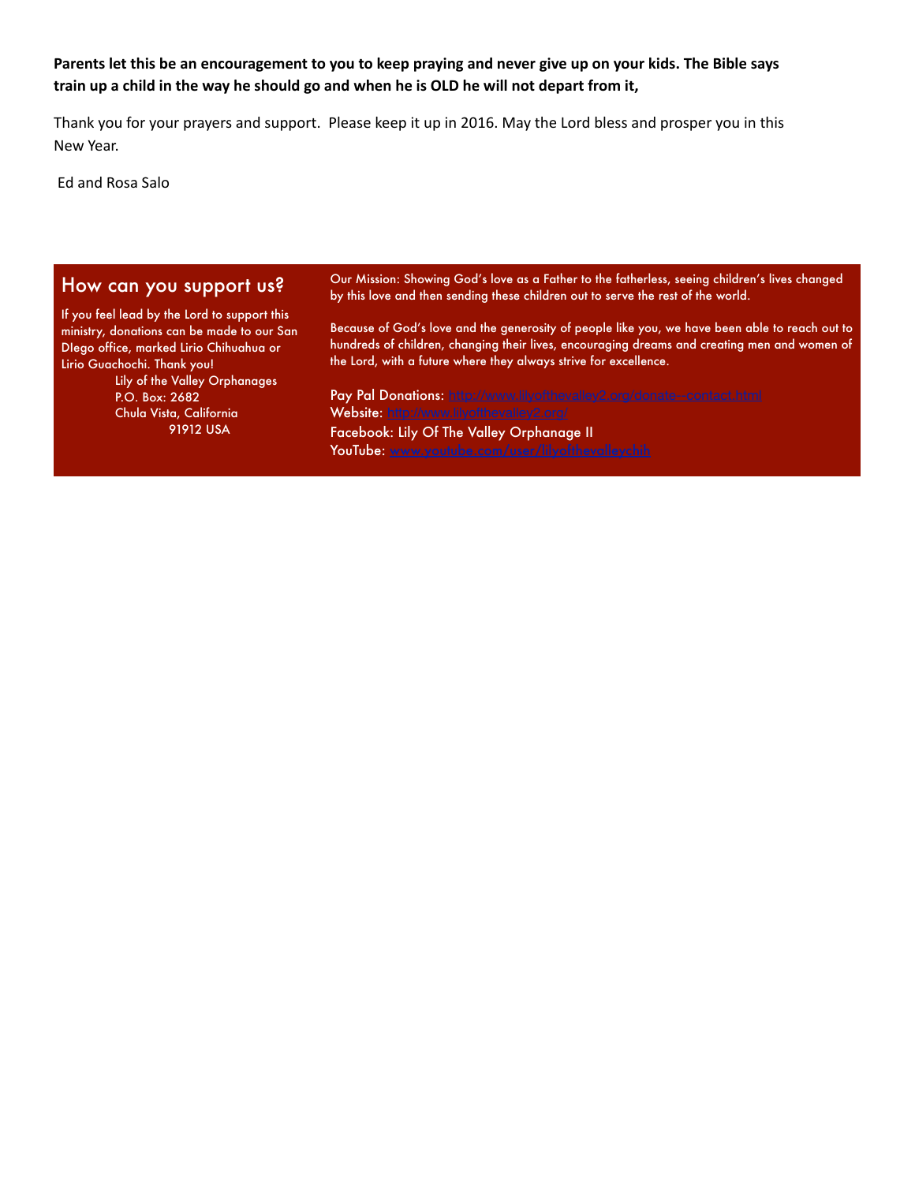**Parents let this be an encouragement to you to keep praying and never give up on your kids. The Bible says train up a child in the way he should go and when he is OLD he will not depart from it,**

Thank you for your prayers and support. Please keep it up in 2016. May the Lord bless and prosper you in this New Year.

Ed and Rosa Salo

## How can you support us?

If you feel lead by the Lord to support this ministry, donations can be made to our San DIego office, marked Lirio Chihuahua or Lirio Guachochi. Thank you!

Lily of the Valley Orphanages
P.O. Box: 2682
Chula Vista, California
91912 USA

Our Mission: Showing God's love as a Father to the fatherless, seeing children's lives changed by this love and then sending these children out to serve the rest of the world.

Because of God's love and the generosity of people like you, we have been able to reach out to hundreds of children, changing their lives, encouraging dreams and creating men and women of the Lord, with a future where they always strive for excellence.

Pay Pal Donations: http://www.lilyofthevalley2.org/donate--contact.html
Website: http://www.lilyofthevalley2.org/
Facebook: Lily Of The Valley Orphanage II
YouTube: www.youtube.com/user/lilyofthevalleychih